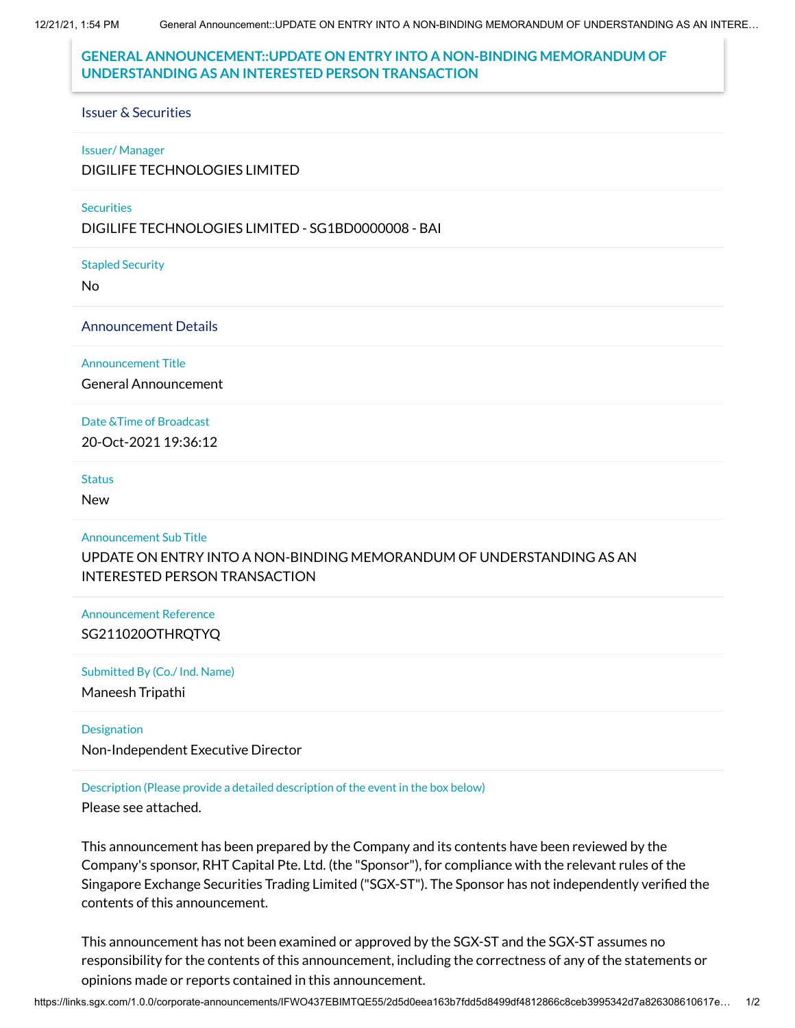# GENERAL ANNOUNCEMENT::UPDATE ON ENTRY INTO A NON-BINDING MEMORANDUM OF UNDERSTANDING AS AN INTERESTED PERSON TRANSACTION

## Issuer & Securities

**Issuer/ Manager**

DIGILIFE TECHNOLOGIES LIMITED

**Securities**

DIGILIFE TECHNOLOGIES LIMITED - SG1BD0000008 - BAI

**Stapled Security**

No

## Announcement Details

**Announcement Title**

General Announcement

**Date &Time of Broadcast**

20-Oct-2021 19:36:12

**Status**

New

**Announcement Sub Title**

UPDATE ON ENTRY INTO A NON-BINDING MEMORANDUM OF UNDERSTANDING AS AN INTERESTED PERSON TRANSACTION

**Announcement Reference**

SG211020OTHRQTYQ

**Submitted By (Co./ Ind. Name)**

Maneesh Tripathi

**Designation**

Non-Independent Executive Director

**Description (Please provide a detailed description of the event in the box below)**

Please see attached.

This announcement has been prepared by the Company and its contents have been reviewed by the Company's sponsor, RHT Capital Pte. Ltd. (the "Sponsor"), for compliance with the relevant rules of the Singapore Exchange Securities Trading Limited ("SGX-ST"). The Sponsor has not independently verified the contents of this announcement.

This announcement has not been examined or approved by the SGX-ST and the SGX-ST assumes no responsibility for the contents of this announcement, including the correctness of any of the statements or opinions made or reports contained in this announcement.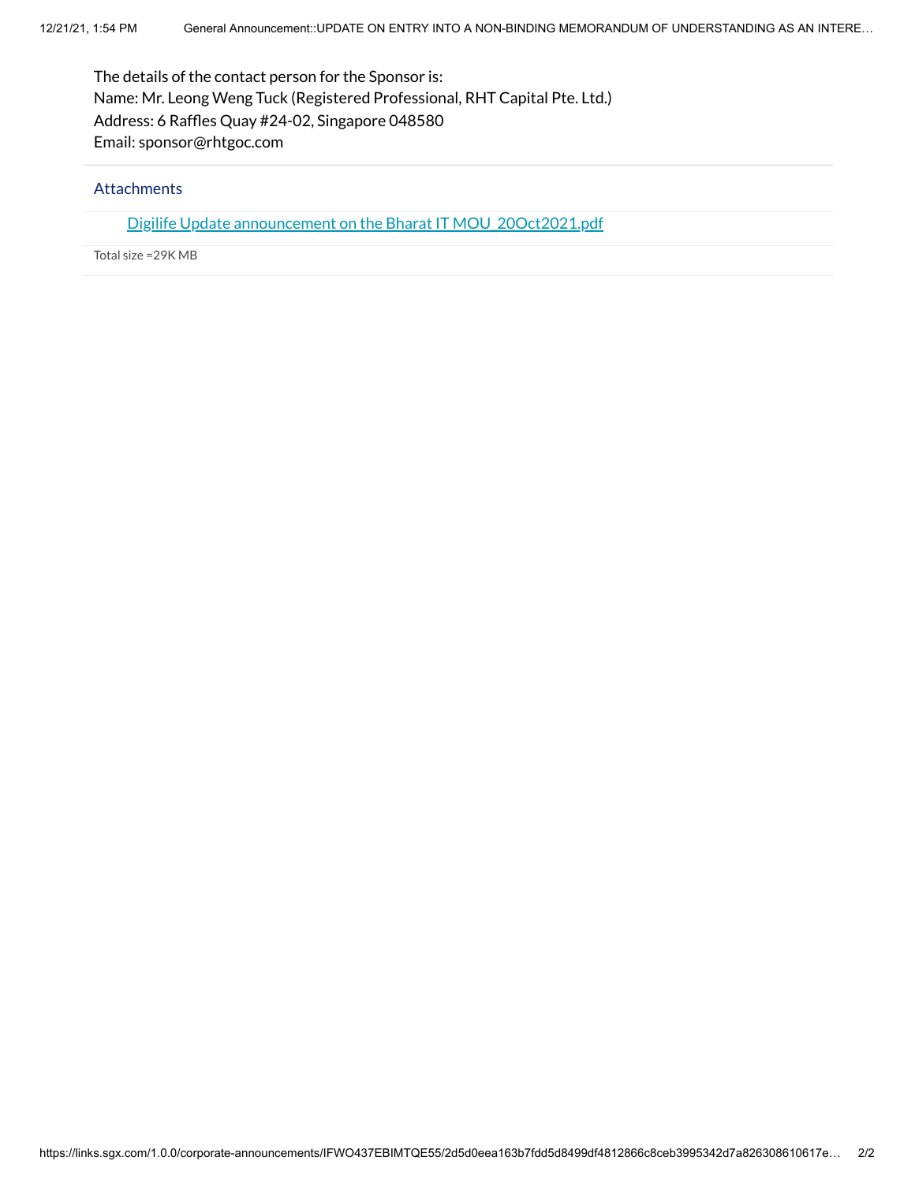The details of the contact person for the Sponsor is:
Name: Mr. Leong Weng Tuck (Registered Professional, RHT Capital Pte. Ltd.)
Address: 6 Raffles Quay #24-02, Singapore 048580
Email: sponsor@rhtgoc.com

## Attachments

Digilife Update announcement on the Bharat IT MOU_20Oct2021.pdf

Total size =29K MB